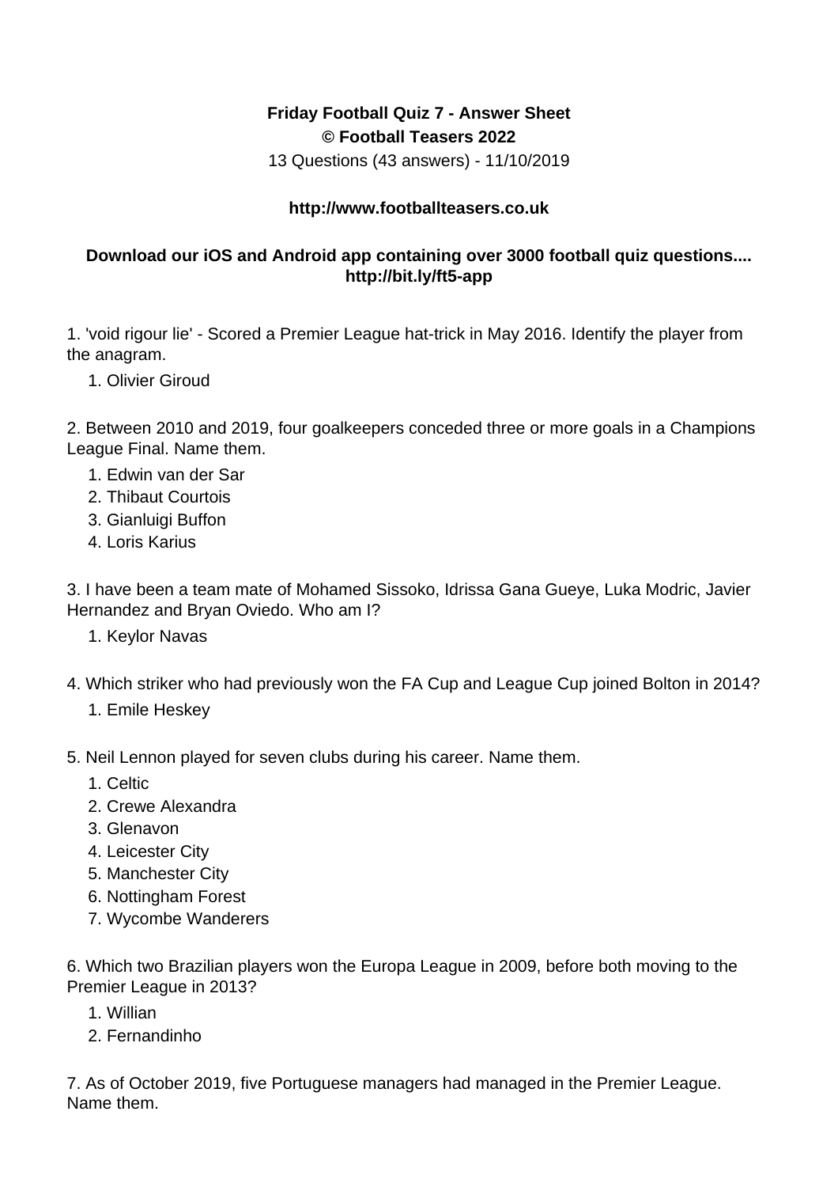**Friday Football Quiz 7 - Answer Sheet**
**© Football Teasers 2022**
13 Questions (43 answers) - 11/10/2019

**http://www.footballteasers.co.uk**

**Download our iOS and Android app containing over 3000 football quiz questions.... http://bit.ly/ft5-app**

1. 'void rigour lie' - Scored a Premier League hat-trick in May 2016. Identify the player from the anagram.
    1. Olivier Giroud

2. Between 2010 and 2019, four goalkeepers conceded three or more goals in a Champions League Final. Name them.
    1. Edwin van der Sar
    2. Thibaut Courtois
    3. Gianluigi Buffon
    4. Loris Karius

3. I have been a team mate of Mohamed Sissoko, Idrissa Gana Gueye, Luka Modric, Javier Hernandez and Bryan Oviedo. Who am I?
    1. Keylor Navas

4. Which striker who had previously won the FA Cup and League Cup joined Bolton in 2014?
    1. Emile Heskey

5. Neil Lennon played for seven clubs during his career. Name them.
    1. Celtic
    2. Crewe Alexandra
    3. Glenavon
    4. Leicester City
    5. Manchester City
    6. Nottingham Forest
    7. Wycombe Wanderers

6. Which two Brazilian players won the Europa League in 2009, before both moving to the Premier League in 2013?
    1. Willian
    2. Fernandinho

7. As of October 2019, five Portuguese managers had managed in the Premier League. Name them.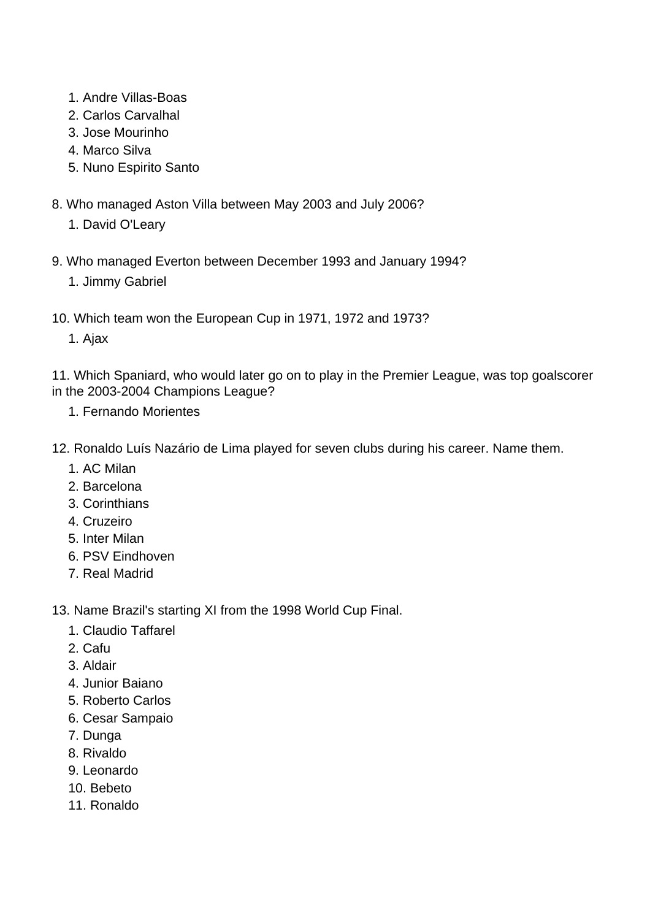1. Andre Villas-Boas
2. Carlos Carvalhal
3. Jose Mourinho
4. Marco Silva
5. Nuno Espirito Santo

8. Who managed Aston Villa between May 2003 and July 2006?

   1. David O'Leary

9. Who managed Everton between December 1993 and January 1994?

   1. Jimmy Gabriel

10. Which team won the European Cup in 1971, 1972 and 1973?

    1. Ajax

11. Which Spaniard, who would later go on to play in the Premier League, was top goalscorer in the 2003-2004 Champions League?

    1. Fernando Morientes

12. Ronaldo Luís Nazário de Lima played for seven clubs during his career. Name them.

    1. AC Milan
    2. Barcelona
    3. Corinthians
    4. Cruzeiro
    5. Inter Milan
    6. PSV Eindhoven
    7. Real Madrid

13. Name Brazil's starting XI from the 1998 World Cup Final.

    1. Claudio Taffarel
    2. Cafu
    3. Aldair
    4. Junior Baiano
    5. Roberto Carlos
    6. Cesar Sampaio
    7. Dunga
    8. Rivaldo
    9. Leonardo
    10. Bebeto
    11. Ronaldo